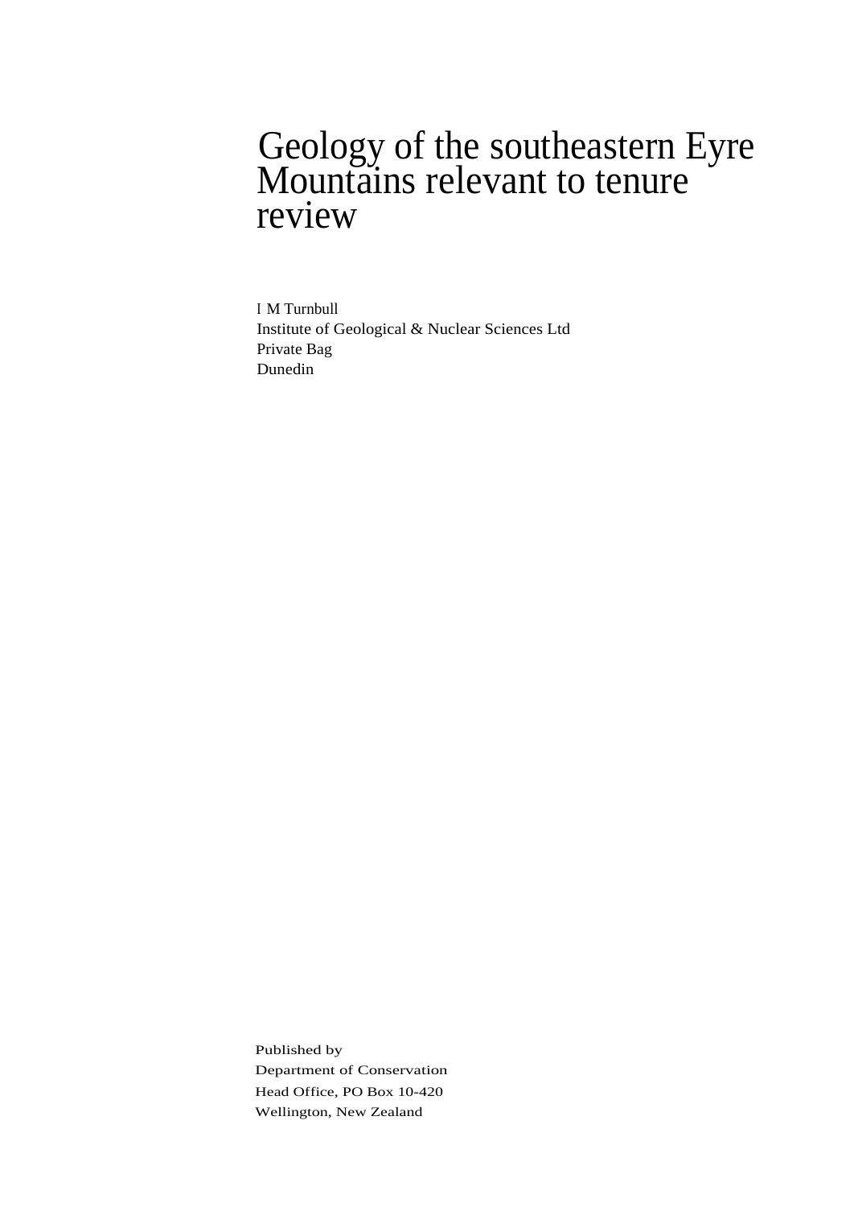# Geology of the southeastern Eyre Mountains relevant to tenure review

I M Turnbull
Institute of Geological & Nuclear Sciences Ltd
Private Bag
Dunedin

Published by
Department of Conservation
Head Office, PO Box 10-420
Wellington, New Zealand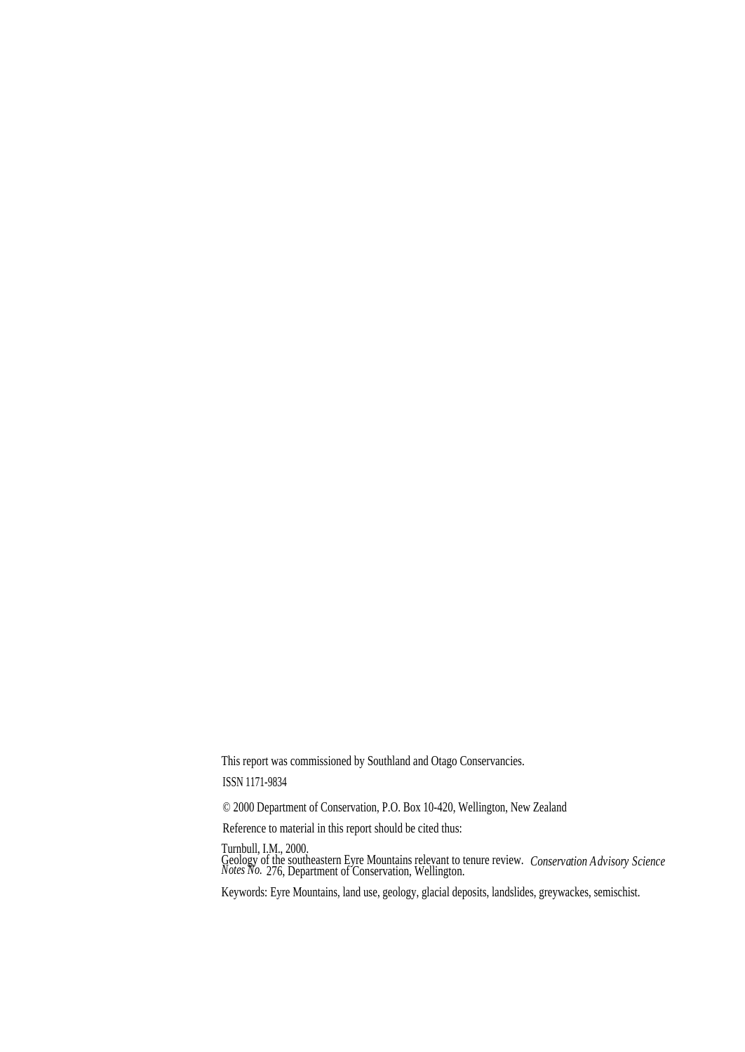This report was commissioned by Southland and Otago Conservancies.

ISSN 1171-9834

© 2000 Department of Conservation, P.O. Box 10-420, Wellington, New Zealand

Reference to material in this report should be cited thus:

Turnbull, I.M., 2000.
Geology of the southeastern Eyre Mountains relevant to tenure review. *Conservation Advisory Science Notes No.* 276, Department of Conservation, Wellington.

Keywords: Eyre Mountains, land use, geology, glacial deposits, landslides, greywackes, semischist.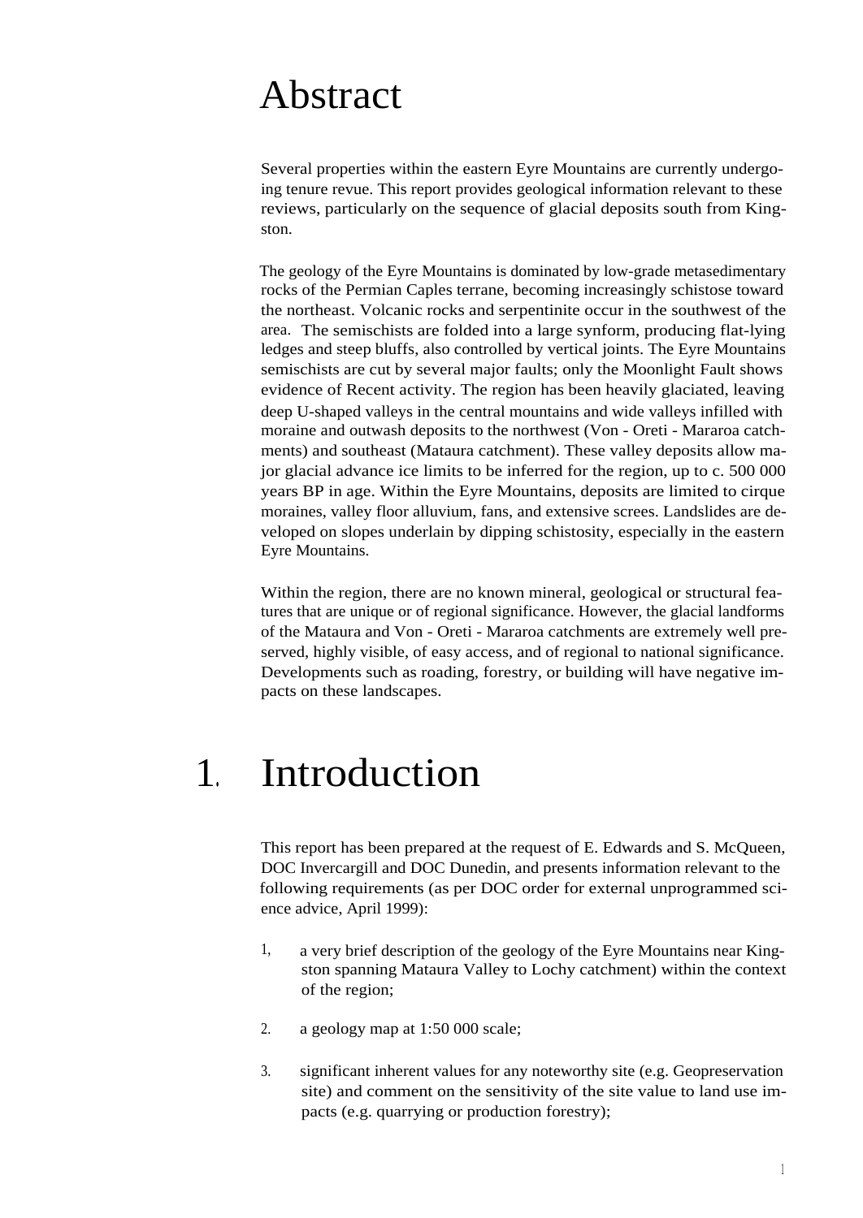# Abstract

Several properties within the eastern Eyre Mountains are currently undergoing tenure revue. This report provides geological information relevant to these reviews, particularly on the sequence of glacial deposits south from Kingston.

The geology of the Eyre Mountains is dominated by low-grade metasedimentary rocks of the Permian Caples terrane, becoming increasingly schistose toward the northeast. Volcanic rocks and serpentinite occur in the southwest of the area. The semischists are folded into a large synform, producing flat-lying ledges and steep bluffs, also controlled by vertical joints. The Eyre Mountains semischists are cut by several major faults; only the Moonlight Fault shows evidence of Recent activity. The region has been heavily glaciated, leaving deep U-shaped valleys in the central mountains and wide valleys infilled with moraine and outwash deposits to the northwest (Von - Oreti - Mararoa catchments) and southeast (Mataura catchment). These valley deposits allow major glacial advance ice limits to be inferred for the region, up to c. 500 000 years BP in age. Within the Eyre Mountains, deposits are limited to cirque moraines, valley floor alluvium, fans, and extensive screes. Landslides are developed on slopes underlain by dipping schistosity, especially in the eastern Eyre Mountains.

Within the region, there are no known mineral, geological or structural features that are unique or of regional significance. However, the glacial landforms of the Mataura and Von - Oreti - Mararoa catchments are extremely well preserved, highly visible, of easy access, and of regional to national significance. Developments such as roading, forestry, or building will have negative impacts on these landscapes.

# 1. Introduction

This report has been prepared at the request of E. Edwards and S. McQueen, DOC Invercargill and DOC Dunedin, and presents information relevant to the following requirements (as per DOC order for external unprogrammed science advice, April 1999):

1. a very brief description of the geology of the Eyre Mountains near Kingston spanning Mataura Valley to Lochy catchment) within the context of the region;

2. a geology map at 1:50 000 scale;

3. significant inherent values for any noteworthy site (e.g. Geopreservation site) and comment on the sensitivity of the site value to land use impacts (e.g. quarrying or production forestry);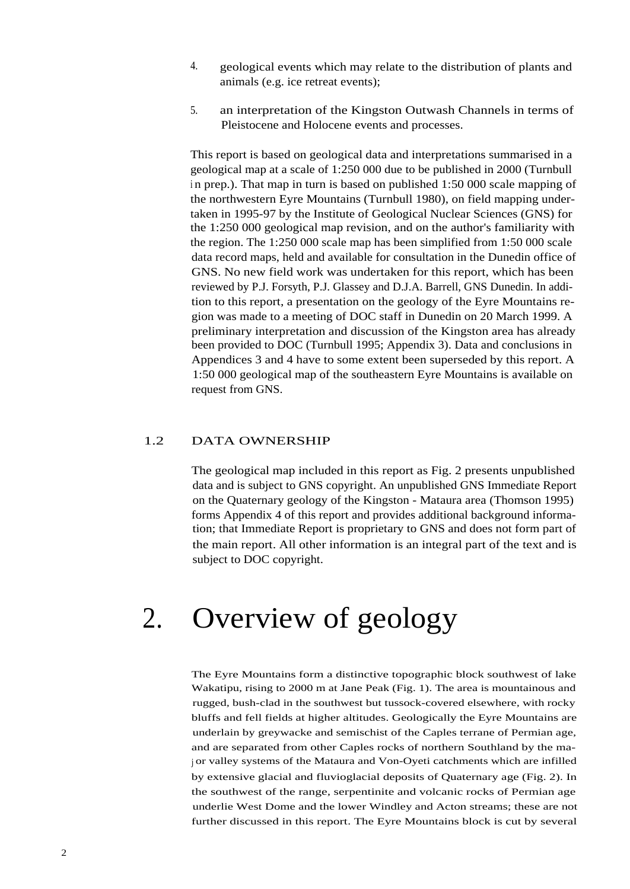4. geological events which may relate to the distribution of plants and animals (e.g. ice retreat events);

5. an interpretation of the Kingston Outwash Channels in terms of Pleistocene and Holocene events and processes.

This report is based on geological data and interpretations summarised in a geological map at a scale of 1:250 000 due to be published in 2000 (Turnbull in prep.). That map in turn is based on published 1:50 000 scale mapping of the northwestern Eyre Mountains (Turnbull 1980), on field mapping undertaken in 1995-97 by the Institute of Geological Nuclear Sciences (GNS) for the 1:250 000 geological map revision, and on the author's familiarity with the region. The 1:250 000 scale map has been simplified from 1:50 000 scale data record maps, held and available for consultation in the Dunedin office of GNS. No new field work was undertaken for this report, which has been reviewed by P.J. Forsyth, P.J. Glassey and D.J.A. Barrell, GNS Dunedin. In addition to this report, a presentation on the geology of the Eyre Mountains region was made to a meeting of DOC staff in Dunedin on 20 March 1999. A preliminary interpretation and discussion of the Kingston area has already been provided to DOC (Turnbull 1995; Appendix 3). Data and conclusions in Appendices 3 and 4 have to some extent been superseded by this report. A 1:50 000 geological map of the southeastern Eyre Mountains is available on request from GNS.

## 1.2 DATA OWNERSHIP

The geological map included in this report as Fig. 2 presents unpublished data and is subject to GNS copyright. An unpublished GNS Immediate Report on the Quaternary geology of the Kingston - Mataura area (Thomson 1995) forms Appendix 4 of this report and provides additional background information; that Immediate Report is proprietary to GNS and does not form part of the main report. All other information is an integral part of the text and is subject to DOC copyright.

# 2. Overview of geology

The Eyre Mountains form a distinctive topographic block southwest of lake Wakatipu, rising to 2000 m at Jane Peak (Fig. 1). The area is mountainous and rugged, bush-clad in the southwest but tussock-covered elsewhere, with rocky bluffs and fell fields at higher altitudes. Geologically the Eyre Mountains are underlain by greywacke and semischist of the Caples terrane of Permian age, and are separated from other Caples rocks of northern Southland by the major valley systems of the Mataura and Von-Oyeti catchments which are infilled by extensive glacial and fluvioglacial deposits of Quaternary age (Fig. 2). In the southwest of the range, serpentinite and volcanic rocks of Permian age underlie West Dome and the lower Windley and Acton streams; these are not further discussed in this report. The Eyre Mountains block is cut by several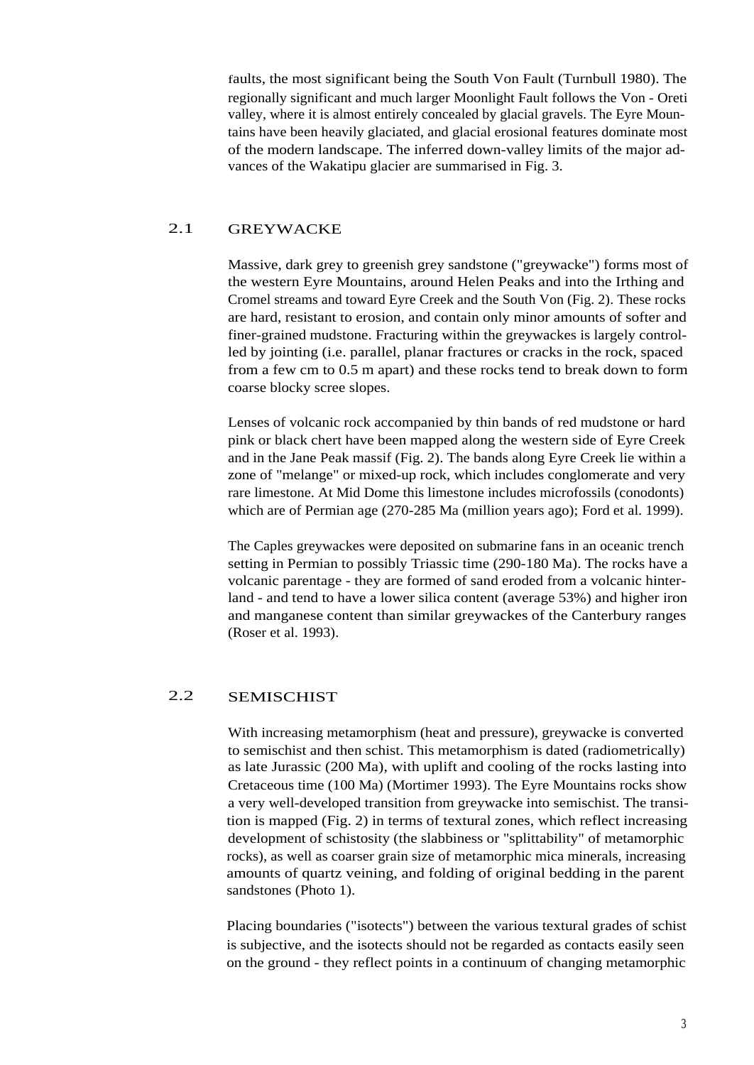faults, the most significant being the South Von Fault (Turnbull 1980). The regionally significant and much larger Moonlight Fault follows the Von - Oreti valley, where it is almost entirely concealed by glacial gravels. The Eyre Mountains have been heavily glaciated, and glacial erosional features dominate most of the modern landscape. The inferred down-valley limits of the major advances of the Wakatipu glacier are summarised in Fig. 3.

## 2.1 GREYWACKE

Massive, dark grey to greenish grey sandstone ("greywacke") forms most of the western Eyre Mountains, around Helen Peaks and into the Irthing and Cromel streams and toward Eyre Creek and the South Von (Fig. 2). These rocks are hard, resistant to erosion, and contain only minor amounts of softer and finer-grained mudstone. Fracturing within the greywackes is largely controlled by jointing (i.e. parallel, planar fractures or cracks in the rock, spaced from a few cm to 0.5 m apart) and these rocks tend to break down to form coarse blocky scree slopes.

Lenses of volcanic rock accompanied by thin bands of red mudstone or hard pink or black chert have been mapped along the western side of Eyre Creek and in the Jane Peak massif (Fig. 2). The bands along Eyre Creek lie within a zone of "melange" or mixed-up rock, which includes conglomerate and very rare limestone. At Mid Dome this limestone includes microfossils (conodonts) which are of Permian age (270-285 Ma (million years ago); Ford et al. 1999).

The Caples greywackes were deposited on submarine fans in an oceanic trench setting in Permian to possibly Triassic time (290-180 Ma). The rocks have a volcanic parentage - they are formed of sand eroded from a volcanic hinterland - and tend to have a lower silica content (average 53%) and higher iron and manganese content than similar greywackes of the Canterbury ranges (Roser et al. 1993).

## 2.2 SEMISCHIST

With increasing metamorphism (heat and pressure), greywacke is converted to semischist and then schist. This metamorphism is dated (radiometrically) as late Jurassic (200 Ma), with uplift and cooling of the rocks lasting into Cretaceous time (100 Ma) (Mortimer 1993). The Eyre Mountains rocks show a very well-developed transition from greywacke into semischist. The transition is mapped (Fig. 2) in terms of textural zones, which reflect increasing development of schistosity (the slabbiness or "splittability" of metamorphic rocks), as well as coarser grain size of metamorphic mica minerals, increasing amounts of quartz veining, and folding of original bedding in the parent sandstones (Photo 1).

Placing boundaries ("isotects") between the various textural grades of schist is subjective, and the isotects should not be regarded as contacts easily seen on the ground - they reflect points in a continuum of changing metamorphic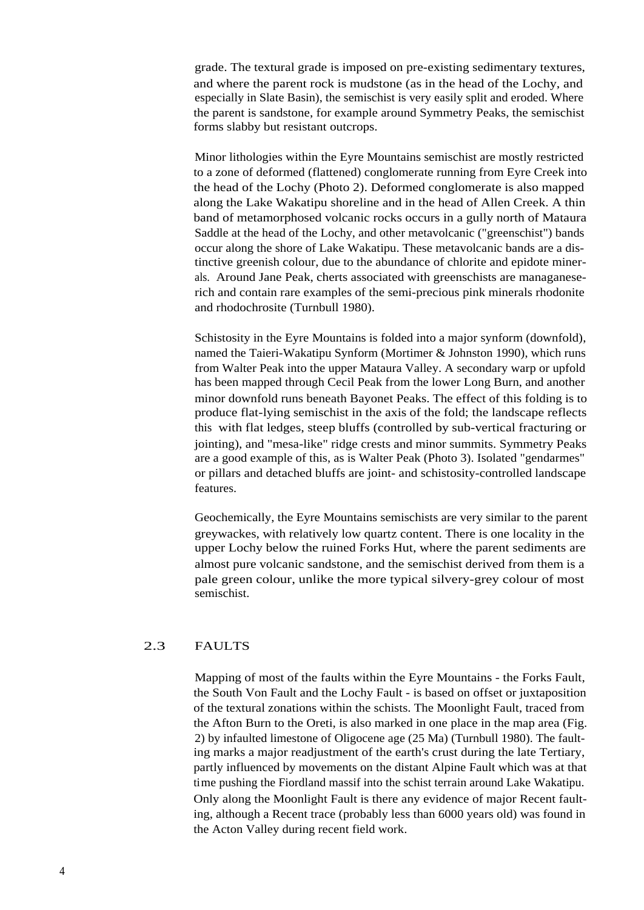grade. The textural grade is imposed on pre-existing sedimentary textures, and where the parent rock is mudstone (as in the head of the Lochy, and especially in Slate Basin), the semischist is very easily split and eroded. Where the parent is sandstone, for example around Symmetry Peaks, the semischist forms slabby but resistant outcrops.

Minor lithologies within the Eyre Mountains semischist are mostly restricted to a zone of deformed (flattened) conglomerate running from Eyre Creek into the head of the Lochy (Photo 2). Deformed conglomerate is also mapped along the Lake Wakatipu shoreline and in the head of Allen Creek. A thin band of metamorphosed volcanic rocks occurs in a gully north of Mataura Saddle at the head of the Lochy, and other metavolcanic ("greenschist") bands occur along the shore of Lake Wakatipu. These metavolcanic bands are a distinctive greenish colour, due to the abundance of chlorite and epidote minerals. Around Jane Peak, cherts associated with greenschists are managanese-rich and contain rare examples of the semi-precious pink minerals rhodonite and rhodochrosite (Turnbull 1980).

Schistosity in the Eyre Mountains is folded into a major synform (downfold), named the Taieri-Wakatipu Synform (Mortimer & Johnston 1990), which runs from Walter Peak into the upper Mataura Valley. A secondary warp or upfold has been mapped through Cecil Peak from the lower Long Burn, and another minor downfold runs beneath Bayonet Peaks. The effect of this folding is to produce flat-lying semischist in the axis of the fold; the landscape reflects this with flat ledges, steep bluffs (controlled by sub-vertical fracturing or jointing), and "mesa-like" ridge crests and minor summits. Symmetry Peaks are a good example of this, as is Walter Peak (Photo 3). Isolated "gendarmes" or pillars and detached bluffs are joint- and schistosity-controlled landscape features.

Geochemically, the Eyre Mountains semischists are very similar to the parent greywackes, with relatively low quartz content. There is one locality in the upper Lochy below the ruined Forks Hut, where the parent sediments are almost pure volcanic sandstone, and the semischist derived from them is a pale green colour, unlike the more typical silvery-grey colour of most semischist.

## 2.3 FAULTS

Mapping of most of the faults within the Eyre Mountains - the Forks Fault, the South Von Fault and the Lochy Fault - is based on offset or juxtaposition of the textural zonations within the schists. The Moonlight Fault, traced from the Afton Burn to the Oreti, is also marked in one place in the map area (Fig. 2) by infaulted limestone of Oligocene age (25 Ma) (Turnbull 1980). The faulting marks a major readjustment of the earth's crust during the late Tertiary, partly influenced by movements on the distant Alpine Fault which was at that time pushing the Fiordland massif into the schist terrain around Lake Wakatipu. Only along the Moonlight Fault is there any evidence of major Recent faulting, although a Recent trace (probably less than 6000 years old) was found in the Acton Valley during recent field work.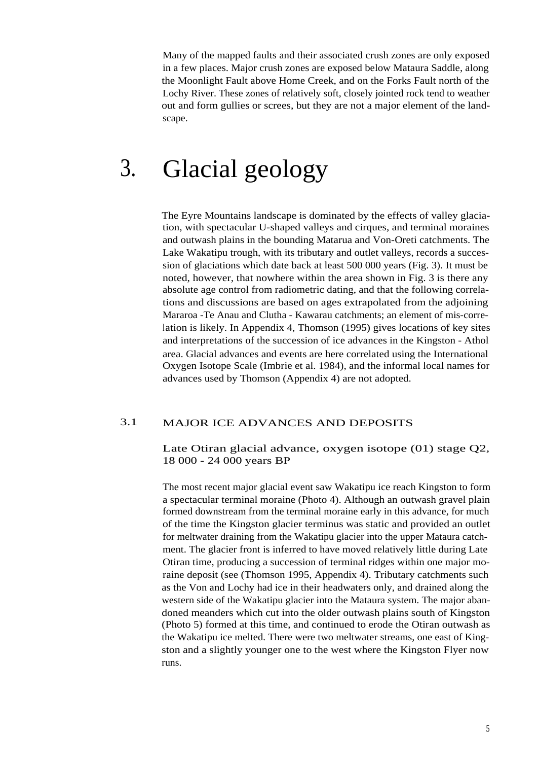Many of the mapped faults and their associated crush zones are only exposed in a few places. Major crush zones are exposed below Mataura Saddle, along the Moonlight Fault above Home Creek, and on the Forks Fault north of the Lochy River. These zones of relatively soft, closely jointed rock tend to weather out and form gullies or screes, but they are not a major element of the landscape.

# 3. Glacial geology

The Eyre Mountains landscape is dominated by the effects of valley glaciation, with spectacular U-shaped valleys and cirques, and terminal moraines and outwash plains in the bounding Matarua and Von-Oreti catchments. The Lake Wakatipu trough, with its tributary and outlet valleys, records a succession of glaciations which date back at least 500 000 years (Fig. 3). It must be noted, however, that nowhere within the area shown in Fig. 3 is there any absolute age control from radiometric dating, and that the following correlations and discussions are based on ages extrapolated from the adjoining Mararoa -Te Anau and Clutha - Kawarau catchments; an element of mis-correlation is likely. In Appendix 4, Thomson (1995) gives locations of key sites and interpretations of the succession of ice advances in the Kingston - Athol area. Glacial advances and events are here correlated using the International Oxygen Isotope Scale (Imbrie et al. 1984), and the informal local names for advances used by Thomson (Appendix 4) are not adopted.

## 3.1 MAJOR ICE ADVANCES AND DEPOSITS

### Late Otiran glacial advance, oxygen isotope (01) stage Q2, 18 000 - 24 000 years BP

The most recent major glacial event saw Wakatipu ice reach Kingston to form a spectacular terminal moraine (Photo 4). Although an outwash gravel plain formed downstream from the terminal moraine early in this advance, for much of the time the Kingston glacier terminus was static and provided an outlet for meltwater draining from the Wakatipu glacier into the upper Mataura catchment. The glacier front is inferred to have moved relatively little during Late Otiran time, producing a succession of terminal ridges within one major moraine deposit (see (Thomson 1995, Appendix 4). Tributary catchments such as the Von and Lochy had ice in their headwaters only, and drained along the western side of the Wakatipu glacier into the Mataura system. The major abandoned meanders which cut into the older outwash plains south of Kingston (Photo 5) formed at this time, and continued to erode the Otiran outwash as the Wakatipu ice melted. There were two meltwater streams, one east of Kingston and a slightly younger one to the west where the Kingston Flyer now runs.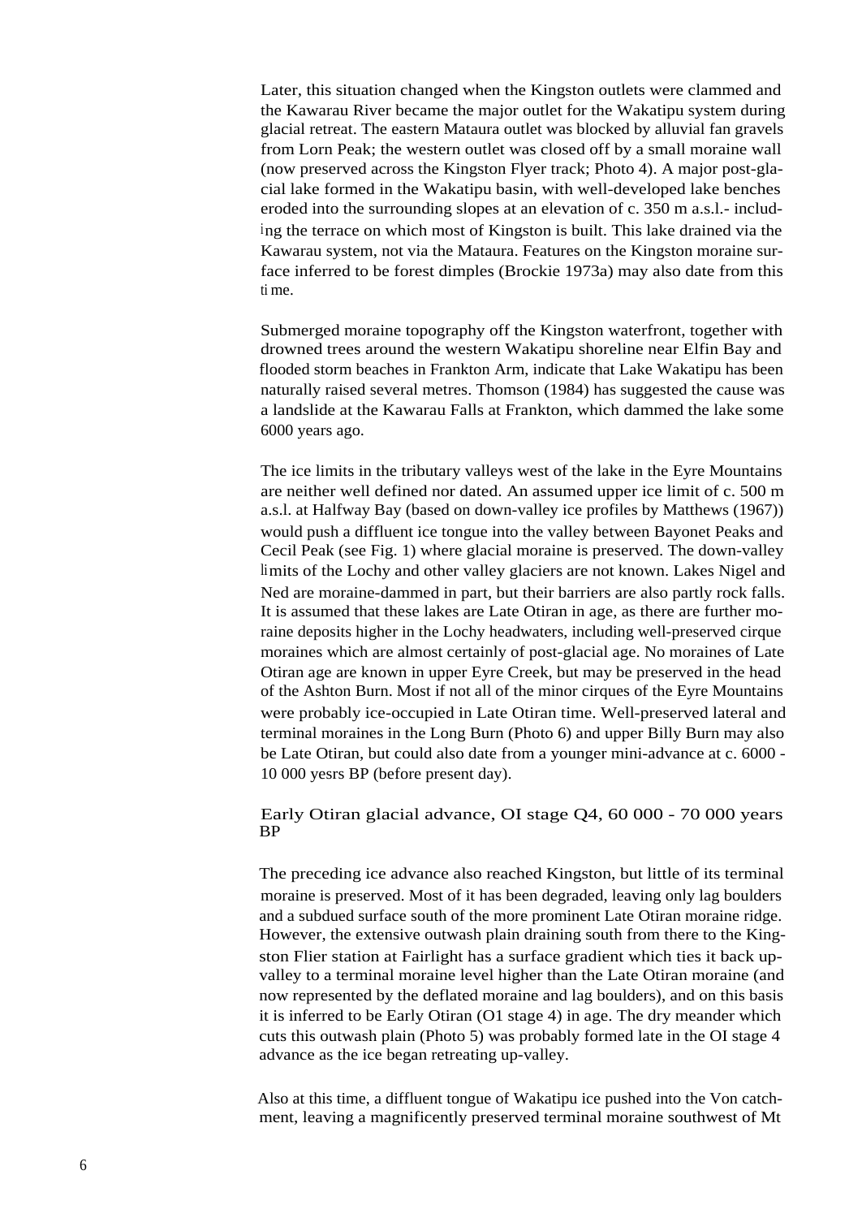Later, this situation changed when the Kingston outlets were clammed and the Kawarau River became the major outlet for the Wakatipu system during glacial retreat. The eastern Mataura outlet was blocked by alluvial fan gravels from Lorn Peak; the western outlet was closed off by a small moraine wall (now preserved across the Kingston Flyer track; Photo 4). A major post-glacial lake formed in the Wakatipu basin, with well-developed lake benches eroded into the surrounding slopes at an elevation of c. 350 m a.s.l.- including the terrace on which most of Kingston is built. This lake drained via the Kawarau system, not via the Mataura. Features on the Kingston moraine surface inferred to be forest dimples (Brockie 1973a) may also date from this time.

Submerged moraine topography off the Kingston waterfront, together with drowned trees around the western Wakatipu shoreline near Elfin Bay and flooded storm beaches in Frankton Arm, indicate that Lake Wakatipu has been naturally raised several metres. Thomson (1984) has suggested the cause was a landslide at the Kawarau Falls at Frankton, which dammed the lake some 6000 years ago.

The ice limits in the tributary valleys west of the lake in the Eyre Mountains are neither well defined nor dated. An assumed upper ice limit of c. 500 m a.s.l. at Halfway Bay (based on down-valley ice profiles by Matthews (1967)) would push a diffluent ice tongue into the valley between Bayonet Peaks and Cecil Peak (see Fig. 1) where glacial moraine is preserved. The down-valley limits of the Lochy and other valley glaciers are not known. Lakes Nigel and Ned are moraine-dammed in part, but their barriers are also partly rock falls. It is assumed that these lakes are Late Otiran in age, as there are further moraine deposits higher in the Lochy headwaters, including well-preserved cirque moraines which are almost certainly of post-glacial age. No moraines of Late Otiran age are known in upper Eyre Creek, but may be preserved in the head of the Ashton Burn. Most if not all of the minor cirques of the Eyre Mountains were probably ice-occupied in Late Otiran time. Well-preserved lateral and terminal moraines in the Long Burn (Photo 6) and upper Billy Burn may also be Late Otiran, but could also date from a younger mini-advance at c. 6000 - 10 000 yesrs BP (before present day).

## Early Otiran glacial advance, OI stage Q4, 60 000 - 70 000 years BP

The preceding ice advance also reached Kingston, but little of its terminal moraine is preserved. Most of it has been degraded, leaving only lag boulders and a subdued surface south of the more prominent Late Otiran moraine ridge. However, the extensive outwash plain draining south from there to the Kingston Flier station at Fairlight has a surface gradient which ties it back up-valley to a terminal moraine level higher than the Late Otiran moraine (and now represented by the deflated moraine and lag boulders), and on this basis it is inferred to be Early Otiran (O1 stage 4) in age. The dry meander which cuts this outwash plain (Photo 5) was probably formed late in the OI stage 4 advance as the ice began retreating up-valley.

Also at this time, a diffluent tongue of Wakatipu ice pushed into the Von catchment, leaving a magnificently preserved terminal moraine southwest of Mt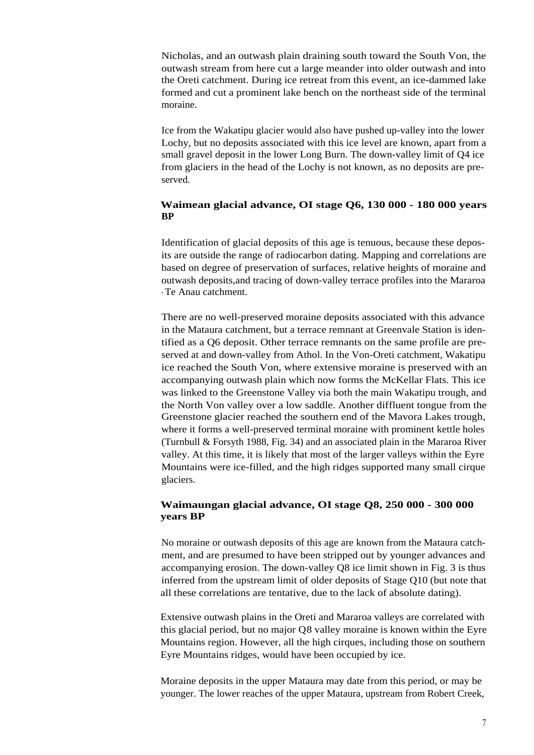Nicholas, and an outwash plain draining south toward the South Von, the outwash stream from here cut a large meander into older outwash and into the Oreti catchment. During ice retreat from this event, an ice-dammed lake formed and cut a prominent lake bench on the northeast side of the terminal moraine.

Ice from the Wakatipu glacier would also have pushed up-valley into the lower Lochy, but no deposits associated with this ice level are known, apart from a small gravel deposit in the lower Long Burn. The down-valley limit of Q4 ice from glaciers in the head of the Lochy is not known, as no deposits are preserved.

### Waimean glacial advance, OI stage Q6, 130 000 - 180 000 years BP

Identification of glacial deposits of this age is tenuous, because these deposits are outside the range of radiocarbon dating. Mapping and correlations are based on degree of preservation of surfaces, relative heights of moraine and outwash deposits,and tracing of down-valley terrace profiles into the Mararoa - Te Anau catchment.

There are no well-preserved moraine deposits associated with this advance in the Mataura catchment, but a terrace remnant at Greenvale Station is identified as a Q6 deposit. Other terrace remnants on the same profile are preserved at and down-valley from Athol. In the Von-Oreti catchment, Wakatipu ice reached the South Von, where extensive moraine is preserved with an accompanying outwash plain which now forms the McKellar Flats. This ice was linked to the Greenstone Valley via both the main Wakatipu trough, and the North Von valley over a low saddle. Another diffluent tongue from the Greenstone glacier reached the southern end of the Mavora Lakes trough, where it forms a well-preserved terminal moraine with prominent kettle holes (Turnbull & Forsyth 1988, Fig. 34) and an associated plain in the Mararoa River valley. At this time, it is likely that most of the larger valleys within the Eyre Mountains were ice-filled, and the high ridges supported many small cirque glaciers.

### Waimaungan glacial advance, OI stage Q8, 250 000 - 300 000 years BP

No moraine or outwash deposits of this age are known from the Mataura catchment, and are presumed to have been stripped out by younger advances and accompanying erosion. The down-valley Q8 ice limit shown in Fig. 3 is thus inferred from the upstream limit of older deposits of Stage Q10 (but note that all these correlations are tentative, due to the lack of absolute dating).

Extensive outwash plains in the Oreti and Mararoa valleys are correlated with this glacial period, but no major Q8 valley moraine is known within the Eyre Mountains region. However, all the high cirques, including those on southern Eyre Mountains ridges, would have been occupied by ice.

Moraine deposits in the upper Mataura may date from this period, or may be younger. The lower reaches of the upper Mataura, upstream from Robert Creek,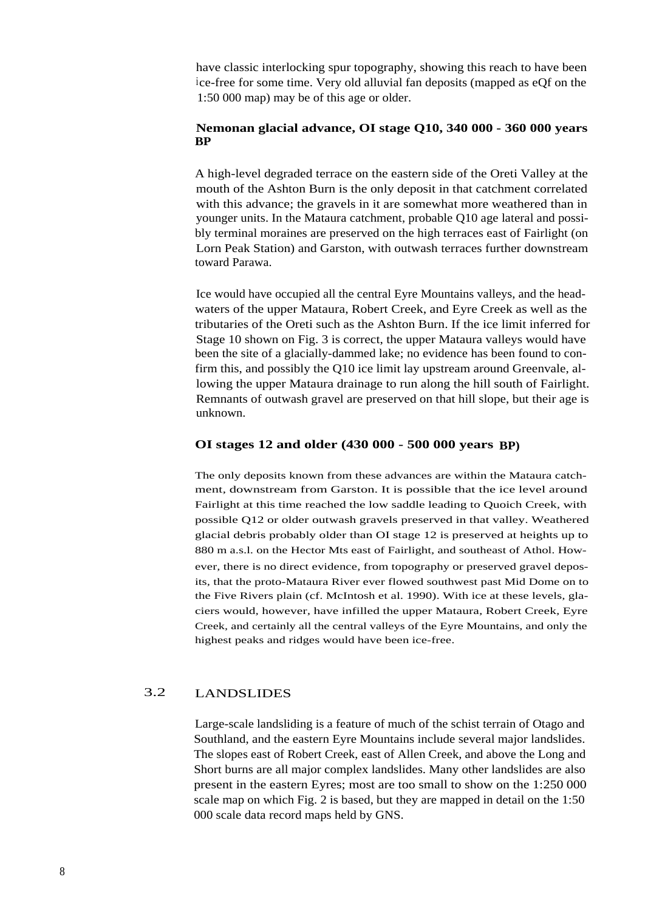have classic interlocking spur topography, showing this reach to have been ice-free for some time. Very old alluvial fan deposits (mapped as eQf on the 1:50 000 map) may be of this age or older.

### Nemonan glacial advance, OI stage Q10, 340 000 - 360 000 years BP

A high-level degraded terrace on the eastern side of the Oreti Valley at the mouth of the Ashton Burn is the only deposit in that catchment correlated with this advance; the gravels in it are somewhat more weathered than in younger units. In the Mataura catchment, probable Q10 age lateral and possibly terminal moraines are preserved on the high terraces east of Fairlight (on Lorn Peak Station) and Garston, with outwash terraces further downstream toward Parawa.

Ice would have occupied all the central Eyre Mountains valleys, and the headwaters of the upper Mataura, Robert Creek, and Eyre Creek as well as the tributaries of the Oreti such as the Ashton Burn. If the ice limit inferred for Stage 10 shown on Fig. 3 is correct, the upper Mataura valleys would have been the site of a glacially-dammed lake; no evidence has been found to confirm this, and possibly the Q10 ice limit lay upstream around Greenvale, allowing the upper Mataura drainage to run along the hill south of Fairlight. Remnants of outwash gravel are preserved on that hill slope, but their age is unknown.

### OI stages 12 and older (430 000 - 500 000 years BP)

The only deposits known from these advances are within the Mataura catchment, downstream from Garston. It is possible that the ice level around Fairlight at this time reached the low saddle leading to Quoich Creek, with possible Q12 or older outwash gravels preserved in that valley. Weathered glacial debris probably older than OI stage 12 is preserved at heights up to 880 m a.s.l. on the Hector Mts east of Fairlight, and southeast of Athol. However, there is no direct evidence, from topography or preserved gravel deposits, that the proto-Mataura River ever flowed southwest past Mid Dome on to the Five Rivers plain (cf. McIntosh et al. 1990). With ice at these levels, glaciers would, however, have infilled the upper Mataura, Robert Creek, Eyre Creek, and certainly all the central valleys of the Eyre Mountains, and only the highest peaks and ridges would have been ice-free.

## 3.2 LANDSLIDES

Large-scale landsliding is a feature of much of the schist terrain of Otago and Southland, and the eastern Eyre Mountains include several major landslides. The slopes east of Robert Creek, east of Allen Creek, and above the Long and Short burns are all major complex landslides. Many other landslides are also present in the eastern Eyres; most are too small to show on the 1:250 000 scale map on which Fig. 2 is based, but they are mapped in detail on the 1:50 000 scale data record maps held by GNS.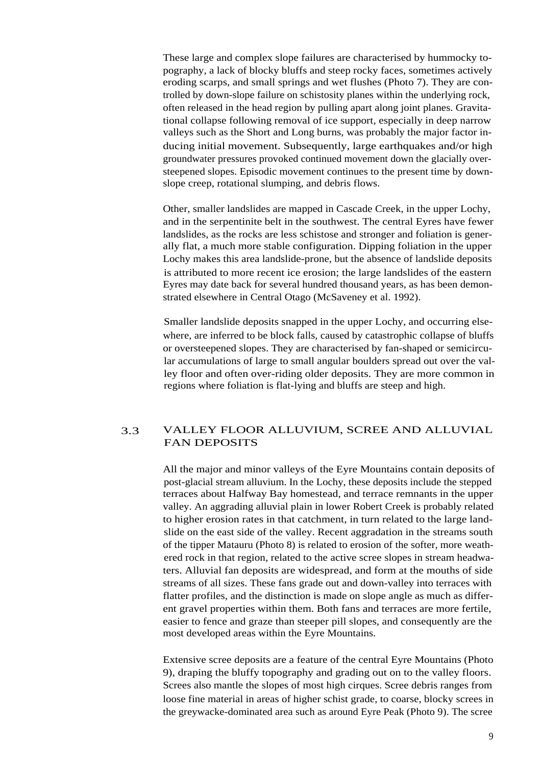These large and complex slope failures are characterised by hummocky topography, a lack of blocky bluffs and steep rocky faces, sometimes actively eroding scarps, and small springs and wet flushes (Photo 7). They are controlled by down-slope failure on schistosity planes within the underlying rock, often released in the head region by pulling apart along joint planes. Gravitational collapse following removal of ice support, especially in deep narrow valleys such as the Short and Long burns, was probably the major factor inducing initial movement. Subsequently, large earthquakes and/or high groundwater pressures provoked continued movement down the glacially oversteepened slopes. Episodic movement continues to the present time by downslope creep, rotational slumping, and debris flows.

Other, smaller landslides are mapped in Cascade Creek, in the upper Lochy, and in the serpentinite belt in the southwest. The central Eyres have fewer landslides, as the rocks are less schistose and stronger and foliation is generally flat, a much more stable configuration. Dipping foliation in the upper Lochy makes this area landslide-prone, but the absence of landslide deposits is attributed to more recent ice erosion; the large landslides of the eastern Eyres may date back for several hundred thousand years, as has been demonstrated elsewhere in Central Otago (McSaveney et al. 1992).

Smaller landslide deposits snapped in the upper Lochy, and occurring elsewhere, are inferred to be block falls, caused by catastrophic collapse of bluffs or oversteepened slopes. They are characterised by fan-shaped or semicircular accumulations of large to small angular boulders spread out over the valley floor and often over-riding older deposits. They are more common in regions where foliation is flat-lying and bluffs are steep and high.

## 3.3 VALLEY FLOOR ALLUVIUM, SCREE AND ALLUVIAL FAN DEPOSITS

All the major and minor valleys of the Eyre Mountains contain deposits of post-glacial stream alluvium. In the Lochy, these deposits include the stepped terraces about Halfway Bay homestead, and terrace remnants in the upper valley. An aggrading alluvial plain in lower Robert Creek is probably related to higher erosion rates in that catchment, in turn related to the large landslide on the east side of the valley. Recent aggradation in the streams south of the tipper Matauru (Photo 8) is related to erosion of the softer, more weathered rock in that region, related to the active scree slopes in stream headwaters. Alluvial fan deposits are widespread, and form at the mouths of side streams of all sizes. These fans grade out and down-valley into terraces with flatter profiles, and the distinction is made on slope angle as much as different gravel properties within them. Both fans and terraces are more fertile, easier to fence and graze than steeper pill slopes, and consequently are the most developed areas within the Eyre Mountains.

Extensive scree deposits are a feature of the central Eyre Mountains (Photo 9), draping the bluffy topography and grading out on to the valley floors. Screes also mantle the slopes of most high cirques. Scree debris ranges from loose fine material in areas of higher schist grade, to coarse, blocky screes in the greywacke-dominated area such as around Eyre Peak (Photo 9). The scree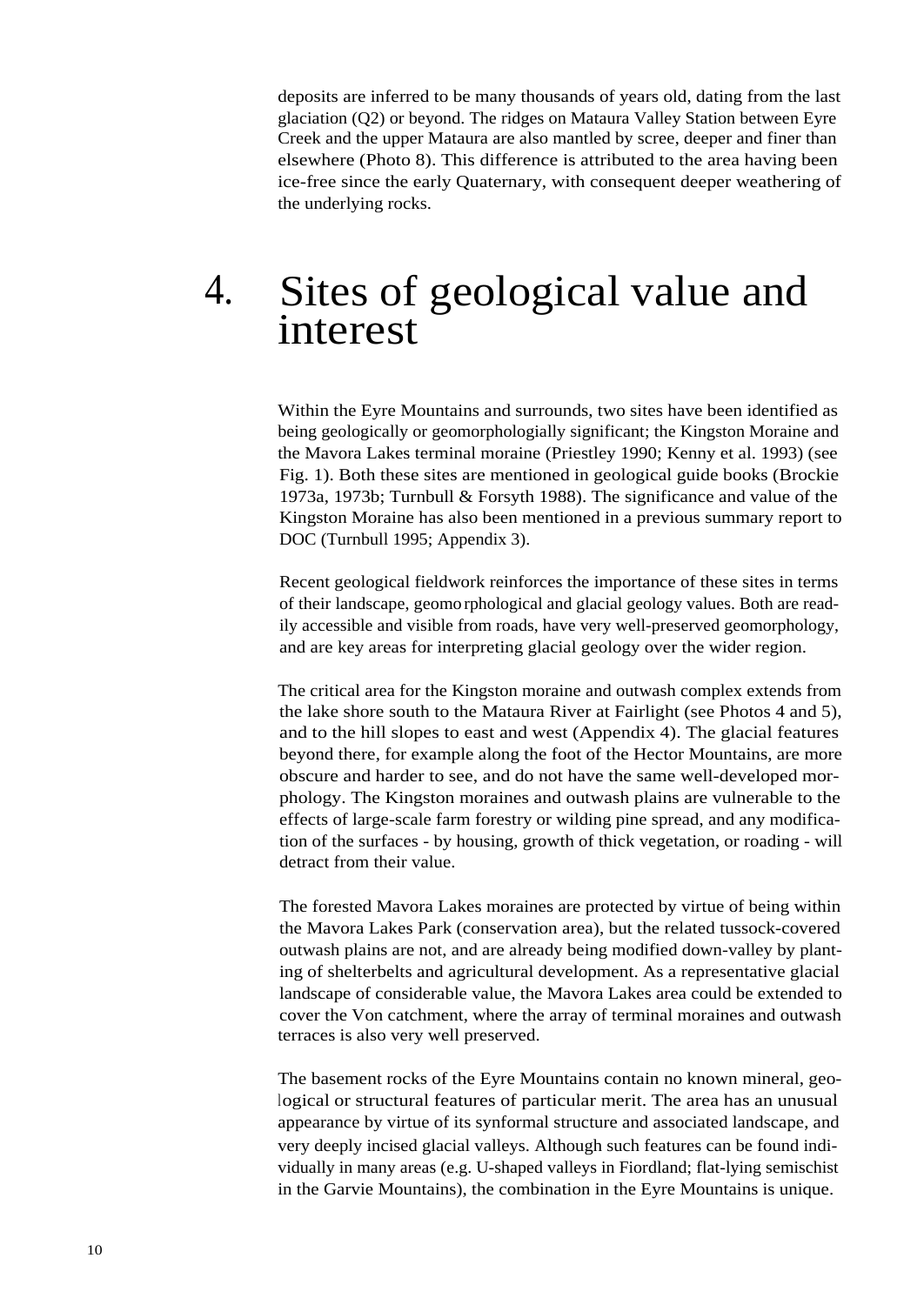deposits are inferred to be many thousands of years old, dating from the last glaciation (Q2) or beyond. The ridges on Mataura Valley Station between Eyre Creek and the upper Mataura are also mantled by scree, deeper and finer than elsewhere (Photo 8). This difference is attributed to the area having been ice-free since the early Quaternary, with consequent deeper weathering of the underlying rocks.

# 4. Sites of geological value and interest

Within the Eyre Mountains and surrounds, two sites have been identified as being geologically or geomorphologially significant; the Kingston Moraine and the Mavora Lakes terminal moraine (Priestley 1990; Kenny et al. 1993) (see Fig. 1). Both these sites are mentioned in geological guide books (Brockie 1973a, 1973b; Turnbull & Forsyth 1988). The significance and value of the Kingston Moraine has also been mentioned in a previous summary report to DOC (Turnbull 1995; Appendix 3).

Recent geological fieldwork reinforces the importance of these sites in terms of their landscape, geomorphological and glacial geology values. Both are readily accessible and visible from roads, have very well-preserved geomorphology, and are key areas for interpreting glacial geology over the wider region.

The critical area for the Kingston moraine and outwash complex extends from the lake shore south to the Mataura River at Fairlight (see Photos 4 and 5), and to the hill slopes to east and west (Appendix 4). The glacial features beyond there, for example along the foot of the Hector Mountains, are more obscure and harder to see, and do not have the same well-developed morphology. The Kingston moraines and outwash plains are vulnerable to the effects of large-scale farm forestry or wilding pine spread, and any modification of the surfaces - by housing, growth of thick vegetation, or roading - will detract from their value.

The forested Mavora Lakes moraines are protected by virtue of being within the Mavora Lakes Park (conservation area), but the related tussock-covered outwash plains are not, and are already being modified down-valley by planting of shelterbelts and agricultural development. As a representative glacial landscape of considerable value, the Mavora Lakes area could be extended to cover the Von catchment, where the array of terminal moraines and outwash terraces is also very well preserved.

The basement rocks of the Eyre Mountains contain no known mineral, geological or structural features of particular merit. The area has an unusual appearance by virtue of its synformal structure and associated landscape, and very deeply incised glacial valleys. Although such features can be found individually in many areas (e.g. U-shaped valleys in Fiordland; flat-lying semischist in the Garvie Mountains), the combination in the Eyre Mountains is unique.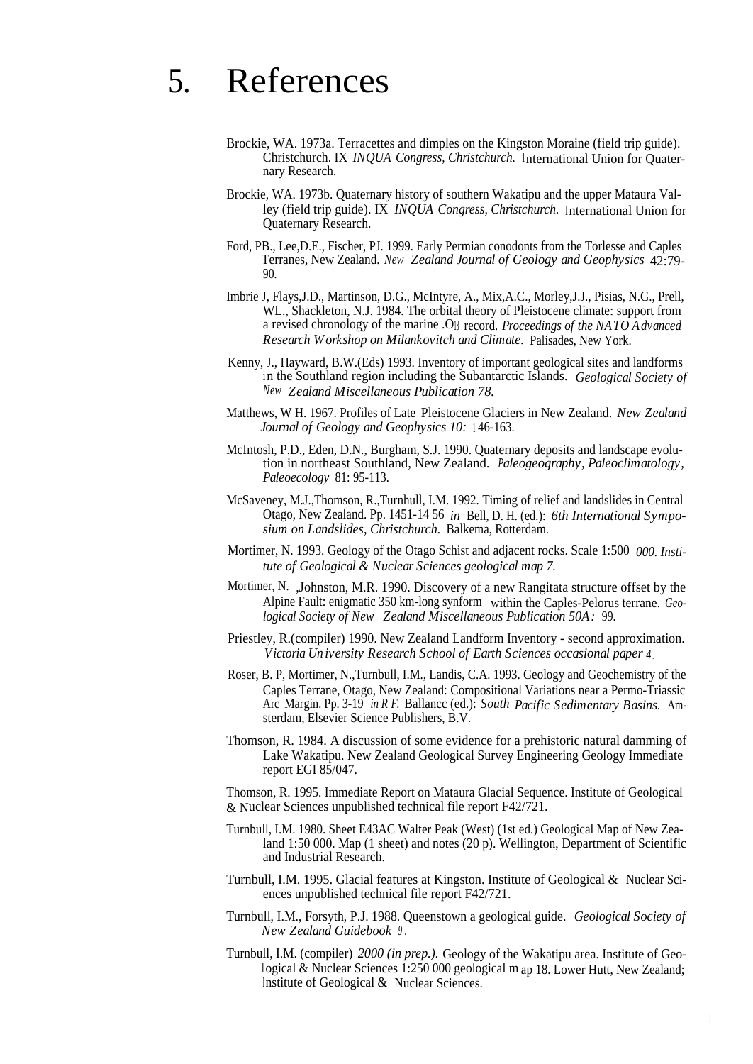# 5. References

Brockie, WA. 1973a. Terracettes and dimples on the Kingston Moraine (field trip guide). Christchurch. IX *INQUA Congress, Christchurch.* International Union for Quaternary Research.

Brockie, WA. 1973b. Quaternary history of southern Wakatipu and the upper Mataura Valley (field trip guide). IX *INQUA Congress, Christchurch.* International Union for Quaternary Research.

Ford, PB., Lee,D.E., Fischer, PJ. 1999. Early Permian conodonts from the Torlesse and Caples Terranes, New Zealand. *New Zealand Journal of Geology and Geophysics* 42:79-90.

Imbrie J, Flays,J.D., Martinson, D.G., McIntyre, A., Mix,A.C., Morley,J.J., Pisias, N.G., Prell, WL., Shackleton, N.J. 1984. The orbital theory of Pleistocene climate: support from a revised chronology of the marine .O18 record. *Proceedings of the NATO Advanced Research Workshop on Milankovitch and Climate.* Palisades, New York.

Kenny, J., Hayward, B.W.(Eds) 1993. Inventory of important geological sites and landforms in the Southland region including the Subantarctic Islands. *Geological Society of New Zealand Miscellaneous Publication 78.*

Matthews, W H. 1967. Profiles of Late Pleistocene Glaciers in New Zealand. *New Zealand Journal of Geology and Geophysics 10:* 146-163.

McIntosh, P.D., Eden, D.N., Burgham, S.J. 1990. Quaternary deposits and landscape evolution in northeast Southland, New Zealand. *Paleogeography, Paleoclimatology, Paleoecology* 81: 95-113.

McSaveney, M.J.,Thomson, R.,Turnhull, I.M. 1992. Timing of relief and landslides in Central Otago, New Zealand. Pp. 1451-14 56 *in* Bell, D. H. (ed.): *6th International Symposium on Landslides, Christchurch.* Balkema, Rotterdam.

Mortimer, N. 1993. Geology of the Otago Schist and adjacent rocks. Scale 1:500 *000. Institute of Geological & Nuclear Sciences geological map 7.*

Mortimer, N. ,Johnston, M.R. 1990. Discovery of a new Rangitata structure offset by the Alpine Fault: enigmatic 350 km-long synform within the Caples-Pelorus terrane. *Geological Society of New Zealand Miscellaneous Publication 50A:* 99.

Priestley, R.(compiler) 1990. New Zealand Landform Inventory - second approximation. *Victoria University Research School of Earth Sciences occasional paper 4.*

Roser, B. P, Mortimer, N.,Turnbull, I.M., Landis, C.A. 1993. Geology and Geochemistry of the Caples Terrane, Otago, New Zealand: Compositional Variations near a Permo-Triassic Arc Margin. Pp. 3-19 *in R F.* Ballancc (ed.): *South Pacific Sedimentary Basins.* Amsterdam, Elsevier Science Publishers, B.V.

Thomson, R. 1984. A discussion of some evidence for a prehistoric natural damming of Lake Wakatipu. New Zealand Geological Survey Engineering Geology Immediate report EGI 85/047.

Thomson, R. 1995. Immediate Report on Mataura Glacial Sequence. Institute of Geological & Nuclear Sciences unpublished technical file report F42/721.

Turnbull, I.M. 1980. Sheet E43AC Walter Peak (West) (1st ed.) Geological Map of New Zealand 1:50 000. Map (1 sheet) and notes (20 p). Wellington, Department of Scientific and Industrial Research.

Turnbull, I.M. 1995. Glacial features at Kingston. Institute of Geological & Nuclear Sciences unpublished technical file report F42/721.

Turnbull, I.M., Forsyth, P.J. 1988. Queenstown a geological guide. *Geological Society of New Zealand Guidebook 9.*

Turnbull, I.M. (compiler) *2000 (in prep.).* Geology of the Wakatipu area. Institute of Geological & Nuclear Sciences 1:250 000 geological map 18. Lower Hutt, New Zealand; Institute of Geological & Nuclear Sciences.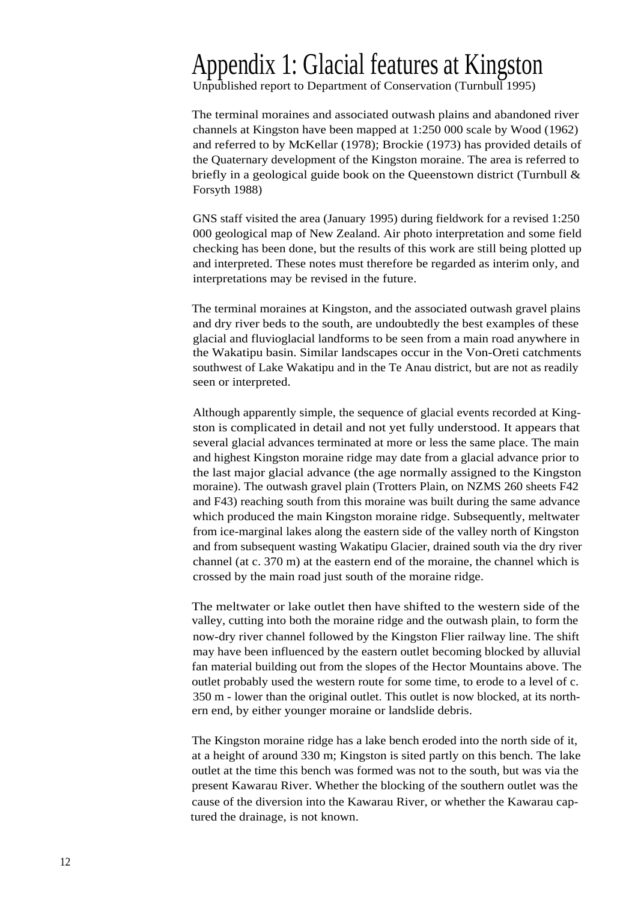# Appendix 1: Glacial features at Kingston

Unpublished report to Department of Conservation (Turnbull 1995)

The terminal moraines and associated outwash plains and abandoned river channels at Kingston have been mapped at 1:250 000 scale by Wood (1962) and referred to by McKellar (1978); Brockie (1973) has provided details of the Quaternary development of the Kingston moraine. The area is referred to briefly in a geological guide book on the Queenstown district (Turnbull & Forsyth 1988)

GNS staff visited the area (January 1995) during fieldwork for a revised 1:250 000 geological map of New Zealand. Air photo interpretation and some field checking has been done, but the results of this work are still being plotted up and interpreted. These notes must therefore be regarded as interim only, and interpretations may be revised in the future.

The terminal moraines at Kingston, and the associated outwash gravel plains and dry river beds to the south, are undoubtedly the best examples of these glacial and fluvioglacial landforms to be seen from a main road anywhere in the Wakatipu basin. Similar landscapes occur in the Von-Oreti catchments southwest of Lake Wakatipu and in the Te Anau district, but are not as readily seen or interpreted.

Although apparently simple, the sequence of glacial events recorded at Kingston is complicated in detail and not yet fully understood. It appears that several glacial advances terminated at more or less the same place. The main and highest Kingston moraine ridge may date from a glacial advance prior to the last major glacial advance (the age normally assigned to the Kingston moraine). The outwash gravel plain (Trotters Plain, on NZMS 260 sheets F42 and F43) reaching south from this moraine was built during the same advance which produced the main Kingston moraine ridge. Subsequently, meltwater from ice-marginal lakes along the eastern side of the valley north of Kingston and from subsequent wasting Wakatipu Glacier, drained south via the dry river channel (at c. 370 m) at the eastern end of the moraine, the channel which is crossed by the main road just south of the moraine ridge.

The meltwater or lake outlet then have shifted to the western side of the valley, cutting into both the moraine ridge and the outwash plain, to form the now-dry river channel followed by the Kingston Flier railway line. The shift may have been influenced by the eastern outlet becoming blocked by alluvial fan material building out from the slopes of the Hector Mountains above. The outlet probably used the western route for some time, to erode to a level of c. 350 m - lower than the original outlet. This outlet is now blocked, at its northern end, by either younger moraine or landslide debris.

The Kingston moraine ridge has a lake bench eroded into the north side of it, at a height of around 330 m; Kingston is sited partly on this bench. The lake outlet at the time this bench was formed was not to the south, but was via the present Kawarau River. Whether the blocking of the southern outlet was the cause of the diversion into the Kawarau River, or whether the Kawarau captured the drainage, is not known.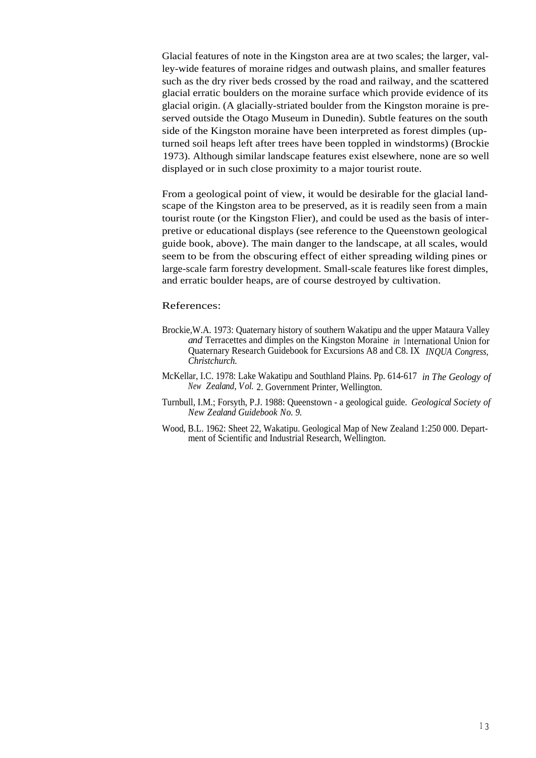Glacial features of note in the Kingston area are at two scales; the larger, valley-wide features of moraine ridges and outwash plains, and smaller features such as the dry river beds crossed by the road and railway, and the scattered glacial erratic boulders on the moraine surface which provide evidence of its glacial origin. (A glacially-striated boulder from the Kingston moraine is preserved outside the Otago Museum in Dunedin). Subtle features on the south side of the Kingston moraine have been interpreted as forest dimples (upturned soil heaps left after trees have been toppled in windstorms) (Brockie 1973). Although similar landscape features exist elsewhere, none are so well displayed or in such close proximity to a major tourist route.

From a geological point of view, it would be desirable for the glacial landscape of the Kingston area to be preserved, as it is readily seen from a main tourist route (or the Kingston Flier), and could be used as the basis of interpretive or educational displays (see reference to the Queenstown geological guide book, above). The main danger to the landscape, at all scales, would seem to be from the obscuring effect of either spreading wilding pines or large-scale farm forestry development. Small-scale features like forest dimples, and erratic boulder heaps, are of course destroyed by cultivation.

References:

Brockie, W.A. 1973: Quaternary history of southern Wakatipu and the upper Mataura Valley *and* Terracettes and dimples on the Kingston Moraine *in* International Union for Quaternary Research Guidebook for Excursions A8 and C8. IX *INQUA Congress, Christchurch.*

McKellar, I.C. 1978: Lake Wakatipu and Southland Plains. Pp. 614-617 *in The Geology of New Zealand, Vol.* 2. Government Printer, Wellington.

Turnbull, I.M.; Forsyth, P.J. 1988: Queenstown - a geological guide. *Geological Society of New Zealand Guidebook No. 9.*

Wood, B.L. 1962: Sheet 22, Wakatipu. Geological Map of New Zealand 1:250 000. Department of Scientific and Industrial Research, Wellington.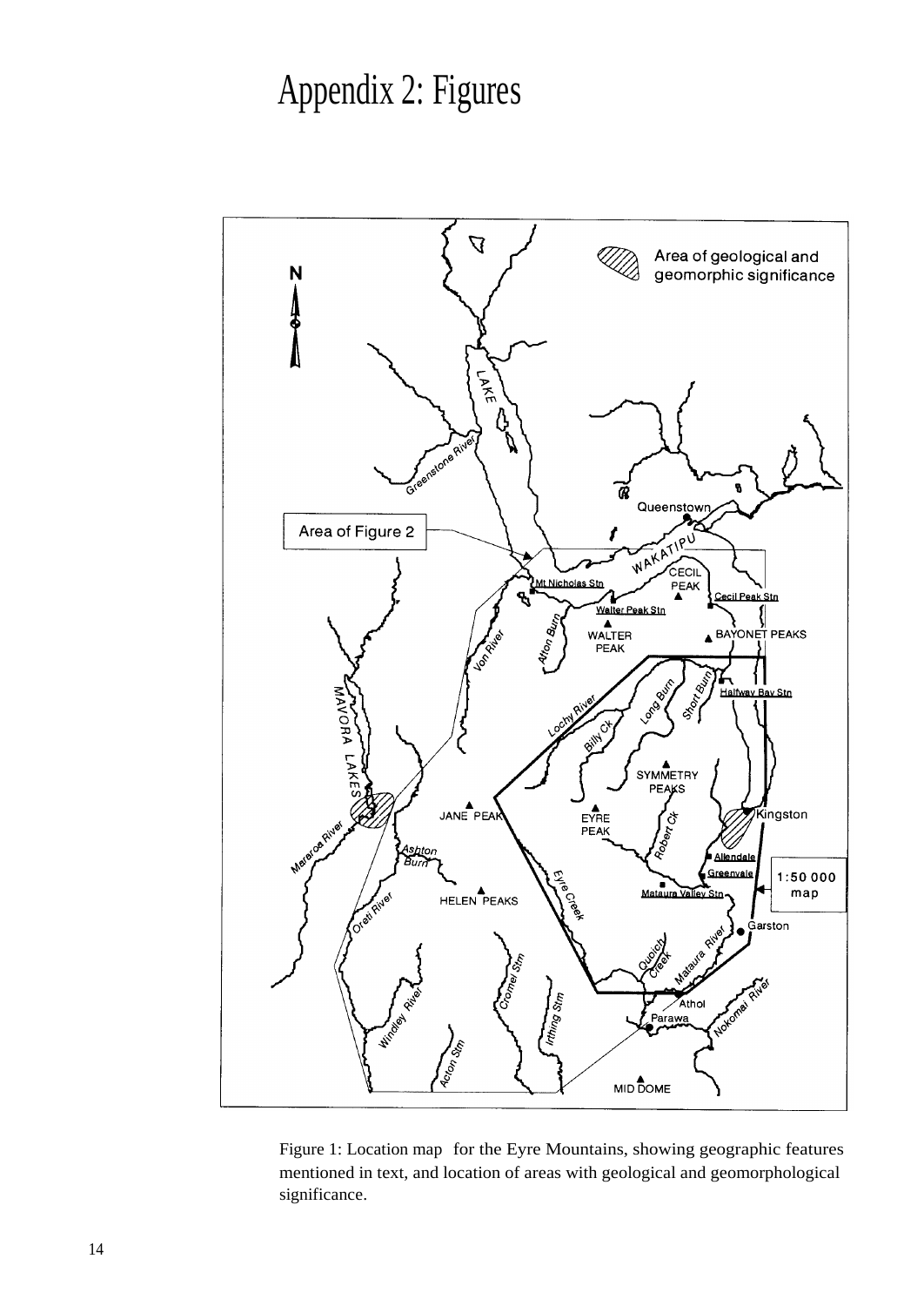# Appendix 2: Figures

Figure 1: Location map for the Eyre Mountains, showing geographic features mentioned in text, and location of areas with geological and geomorphological significance.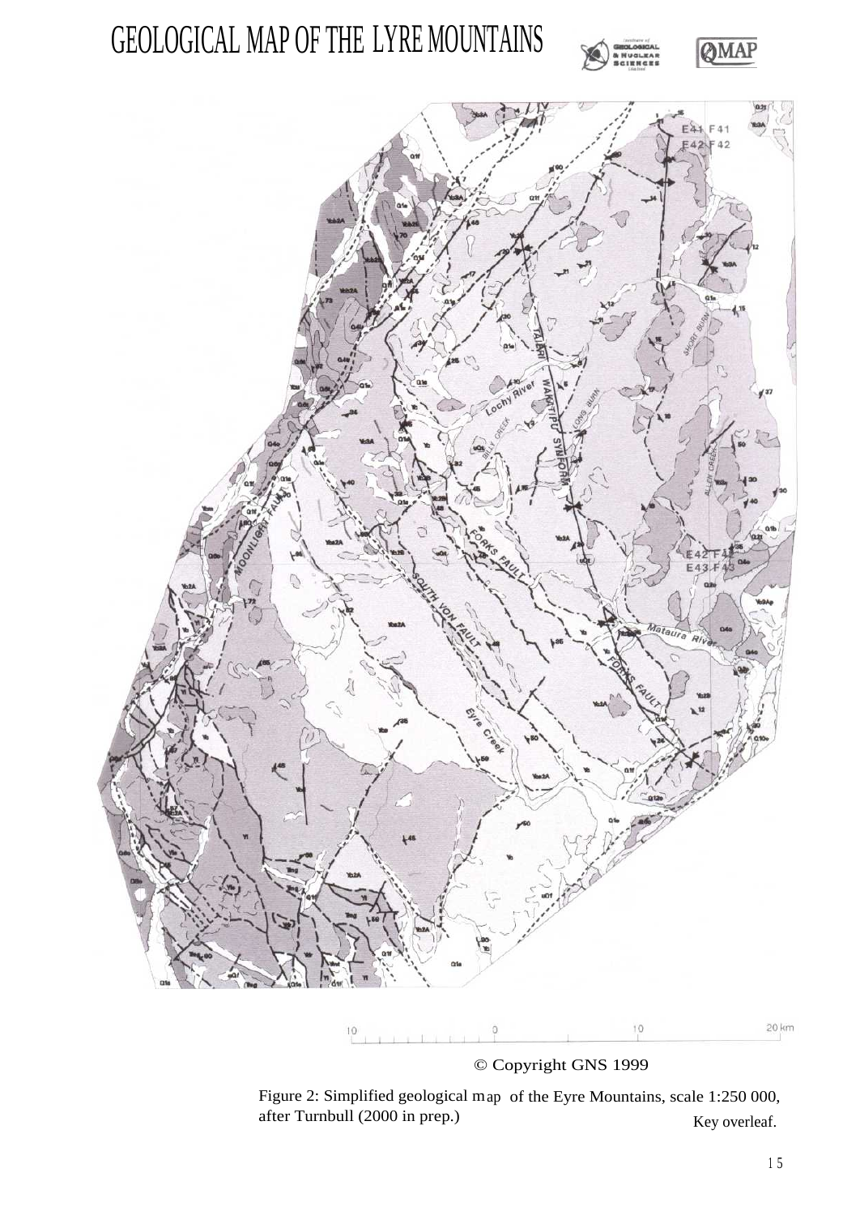# GEOLOGICAL MAP OF THE LYRE MOUNTAINS

© Copyright GNS 1999

Figure 2: Simplified geological map of the Eyre Mountains, scale 1:250 000, after Turnbull (2000 in prep.)

Key overleaf.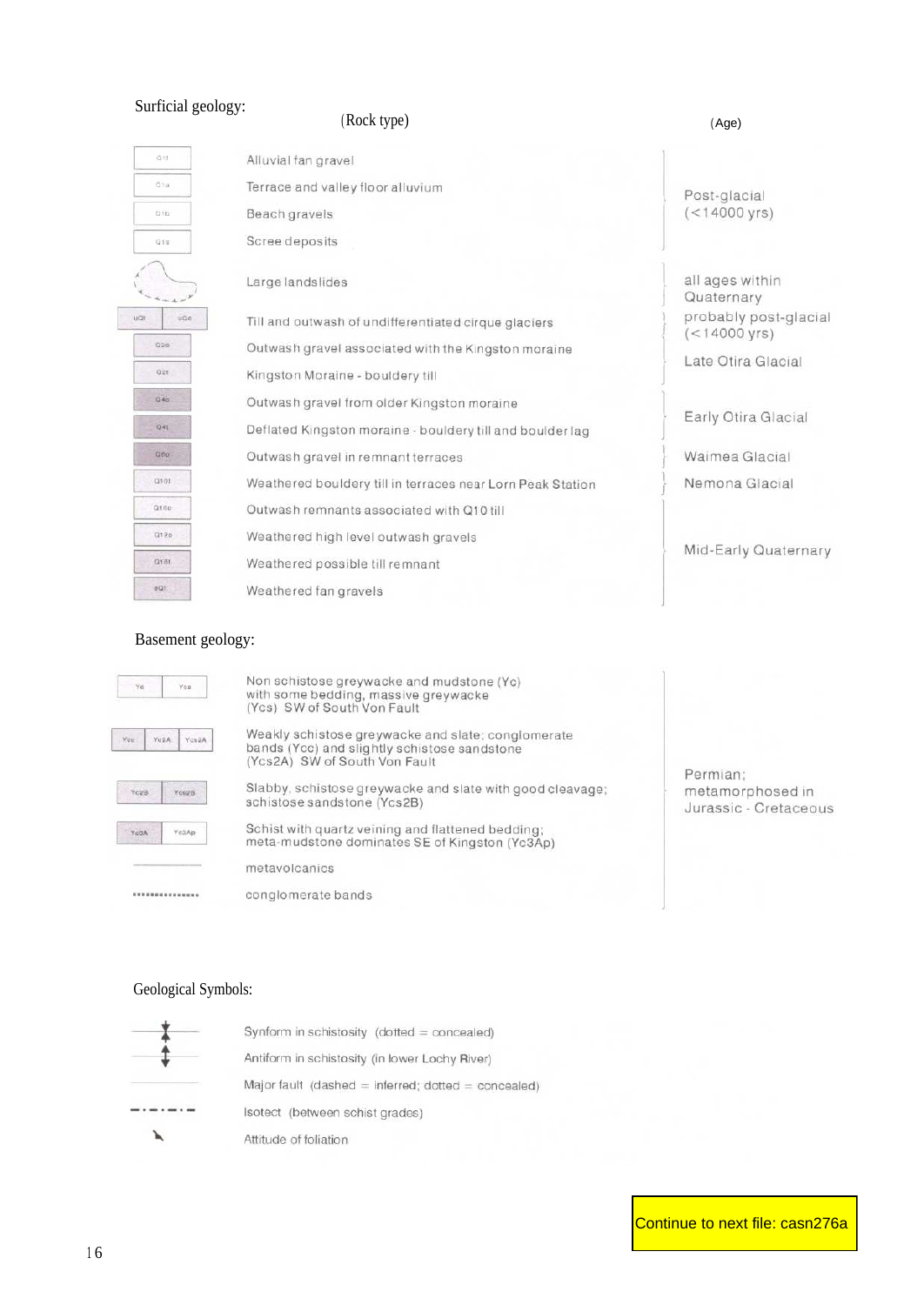## Surficial geology:

| Symbol | (Rock type) | (Age) |
|---|---|---|
| Q1f | Alluvial fan gravel | Post-glacial (<14000 yrs) |
| Q1a | Terrace and valley floor alluvium | |
| Q1b | Beach gravels | |
| Q1s | Scree deposits | |
| | Large landslides | all ages within Quaternary |
| uQt / uQo | Till and outwash of undifferentiated cirque glaciers | probably post-glacial (<14000 yrs) |
| Q2o | Outwash gravel associated with the Kingston moraine | Late Otira Glacial |
| Q2t | Kingston Moraine - bouldery till | |
| Q4o | Outwash gravel from older Kingston moraine | Early Otira Glacial |
| Q4t | Deflated Kingston moraine - bouldery till and boulder lag | |
| Q6o | Outwash gravel in remnant terraces | Waimea Glacial |
| Q10t | Weathered bouldery till in terraces near Lorn Peak Station | Nemona Glacial |
| Q10o | Outwash remnants associated with Q10 till | Mid-Early Quaternary |
| Q12o | Weathered high level outwash gravels | |
| Q16t | Weathered possible till remnant | |
| eQf | Weathered fan gravels | |

## Basement geology:

| Symbol | Rock type | Age |
|---|---|---|
| Yc / Ycs | Non schistose greywacke and mudstone (Yc) with some bedding, massive greywacke (Ycs) SW of South Von Fault | Permian; metamorphosed in Jurassic - Cretaceous |
| Ycc / Ycs2A / Ycs2A | Weakly schistose greywacke and slate; conglomerate bands (Ycc) and slightly schistose sandstone (Ycs2A) SW of South Von Fault | |
| Yc2B / Ycs2B | Slabby, schistose greywacke and slate with good cleavage; schistose sandstone (Ycs2B) | |
| Yc3A / Yc3Ap | Schist with quartz veining and flattened bedding; meta-mudstone dominates SE of Kingston (Yc3Ap) | |
| | metavolcanics | |
| | conglomerate bands | |

## Geological Symbols:

- Synform in schistosity (dotted = concealed)
- Antiform in schistosity (in lower Lochy River)
- Major fault (dashed = inferred; dotted = concealed)
- Isotect (between schist grades)
- Attitude of foliation

Continue to next file: casn276a